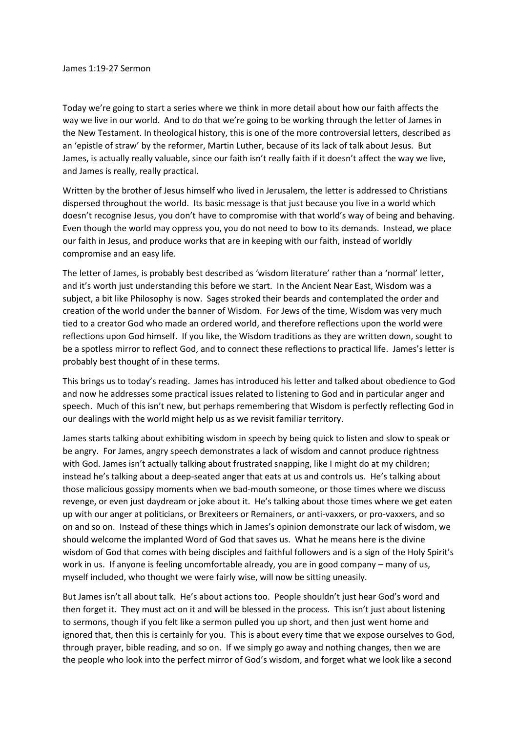James 1:19-27 Sermon

Today we're going to start a series where we think in more detail about how our faith affects the way we live in our world. And to do that we're going to be working through the letter of James in the New Testament. In theological history, this is one of the more controversial letters, described as an 'epistle of straw' by the reformer, Martin Luther, because of its lack of talk about Jesus. But James, is actually really valuable, since our faith isn't really faith if it doesn't affect the way we live, and James is really, really practical.

Written by the brother of Jesus himself who lived in Jerusalem, the letter is addressed to Christians dispersed throughout the world. Its basic message is that just because you live in a world which doesn't recognise Jesus, you don't have to compromise with that world's way of being and behaving. Even though the world may oppress you, you do not need to bow to its demands. Instead, we place our faith in Jesus, and produce works that are in keeping with our faith, instead of worldly compromise and an easy life.

The letter of James, is probably best described as 'wisdom literature' rather than a 'normal' letter, and it's worth just understanding this before we start. In the Ancient Near East, Wisdom was a subject, a bit like Philosophy is now. Sages stroked their beards and contemplated the order and creation of the world under the banner of Wisdom. For Jews of the time, Wisdom was very much tied to a creator God who made an ordered world, and therefore reflections upon the world were reflections upon God himself. If you like, the Wisdom traditions as they are written down, sought to be a spotless mirror to reflect God, and to connect these reflections to practical life. James's letter is probably best thought of in these terms.

This brings us to today's reading. James has introduced his letter and talked about obedience to God and now he addresses some practical issues related to listening to God and in particular anger and speech. Much of this isn't new, but perhaps remembering that Wisdom is perfectly reflecting God in our dealings with the world might help us as we revisit familiar territory.

James starts talking about exhibiting wisdom in speech by being quick to listen and slow to speak or be angry. For James, angry speech demonstrates a lack of wisdom and cannot produce rightness with God. James isn't actually talking about frustrated snapping, like I might do at my children; instead he's talking about a deep-seated anger that eats at us and controls us. He's talking about those malicious gossipy moments when we bad-mouth someone, or those times where we discuss revenge, or even just daydream or joke about it. He's talking about those times where we get eaten up with our anger at politicians, or Brexiteers or Remainers, or anti-vaxxers, or pro-vaxxers, and so on and so on. Instead of these things which in James's opinion demonstrate our lack of wisdom, we should welcome the implanted Word of God that saves us. What he means here is the divine wisdom of God that comes with being disciples and faithful followers and is a sign of the Holy Spirit's work in us. If anyone is feeling uncomfortable already, you are in good company – many of us, myself included, who thought we were fairly wise, will now be sitting uneasily.

But James isn't all about talk. He's about actions too. People shouldn't just hear God's word and then forget it. They must act on it and will be blessed in the process. This isn't just about listening to sermons, though if you felt like a sermon pulled you up short, and then just went home and ignored that, then this is certainly for you. This is about every time that we expose ourselves to God, through prayer, bible reading, and so on. If we simply go away and nothing changes, then we are the people who look into the perfect mirror of God's wisdom, and forget what we look like a second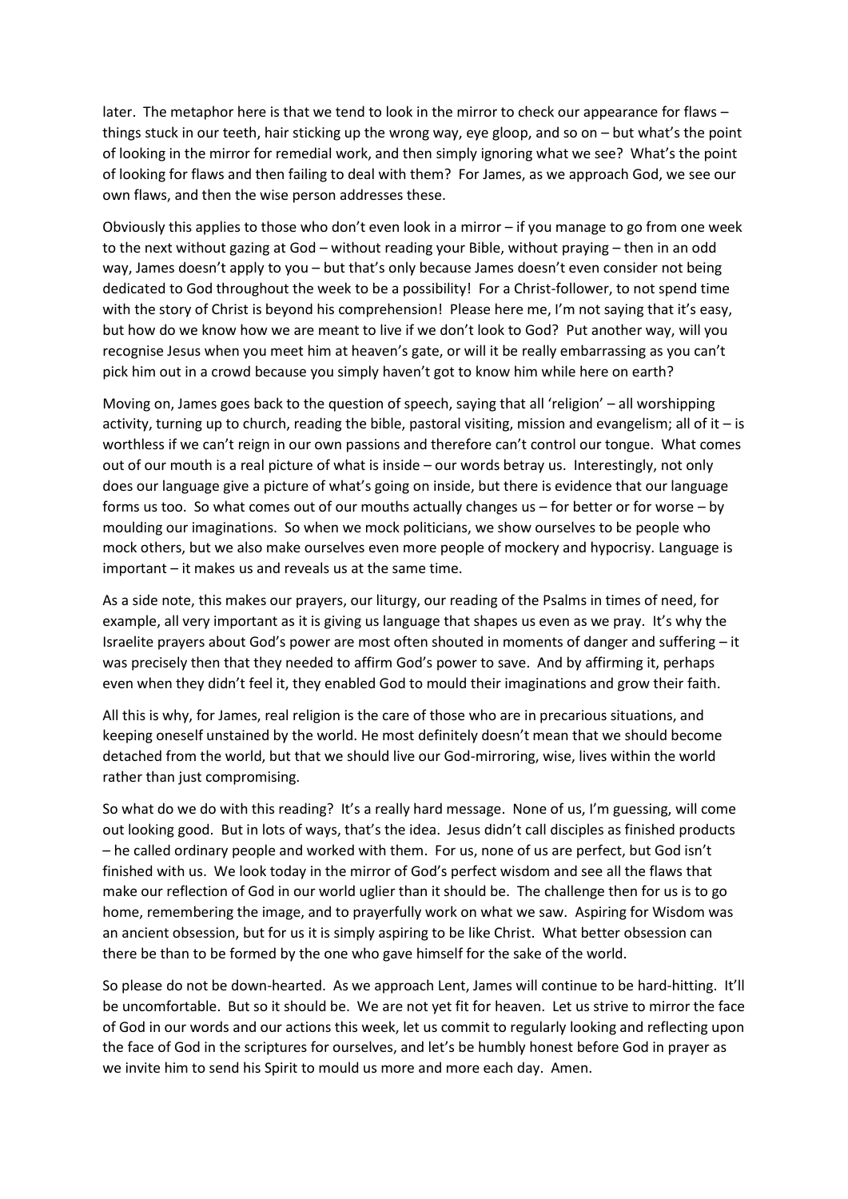later. The metaphor here is that we tend to look in the mirror to check our appearance for flaws – things stuck in our teeth, hair sticking up the wrong way, eye gloop, and so on – but what's the point of looking in the mirror for remedial work, and then simply ignoring what we see? What's the point of looking for flaws and then failing to deal with them? For James, as we approach God, we see our own flaws, and then the wise person addresses these.

Obviously this applies to those who don't even look in a mirror – if you manage to go from one week to the next without gazing at God – without reading your Bible, without praying – then in an odd way, James doesn't apply to you – but that's only because James doesn't even consider not being dedicated to God throughout the week to be a possibility! For a Christ-follower, to not spend time with the story of Christ is beyond his comprehension! Please here me, I'm not saying that it's easy, but how do we know how we are meant to live if we don't look to God? Put another way, will you recognise Jesus when you meet him at heaven's gate, or will it be really embarrassing as you can't pick him out in a crowd because you simply haven't got to know him while here on earth?

Moving on, James goes back to the question of speech, saying that all 'religion' – all worshipping activity, turning up to church, reading the bible, pastoral visiting, mission and evangelism; all of it – is worthless if we can't reign in our own passions and therefore can't control our tongue. What comes out of our mouth is a real picture of what is inside – our words betray us. Interestingly, not only does our language give a picture of what's going on inside, but there is evidence that our language forms us too. So what comes out of our mouths actually changes us – for better or for worse – by moulding our imaginations. So when we mock politicians, we show ourselves to be people who mock others, but we also make ourselves even more people of mockery and hypocrisy. Language is important – it makes us and reveals us at the same time.

As a side note, this makes our prayers, our liturgy, our reading of the Psalms in times of need, for example, all very important as it is giving us language that shapes us even as we pray. It's why the Israelite prayers about God's power are most often shouted in moments of danger and suffering – it was precisely then that they needed to affirm God's power to save. And by affirming it, perhaps even when they didn't feel it, they enabled God to mould their imaginations and grow their faith.

All this is why, for James, real religion is the care of those who are in precarious situations, and keeping oneself unstained by the world. He most definitely doesn't mean that we should become detached from the world, but that we should live our God-mirroring, wise, lives within the world rather than just compromising.

So what do we do with this reading? It's a really hard message. None of us, I'm guessing, will come out looking good. But in lots of ways, that's the idea. Jesus didn't call disciples as finished products – he called ordinary people and worked with them. For us, none of us are perfect, but God isn't finished with us. We look today in the mirror of God's perfect wisdom and see all the flaws that make our reflection of God in our world uglier than it should be. The challenge then for us is to go home, remembering the image, and to prayerfully work on what we saw. Aspiring for Wisdom was an ancient obsession, but for us it is simply aspiring to be like Christ. What better obsession can there be than to be formed by the one who gave himself for the sake of the world.

So please do not be down-hearted. As we approach Lent, James will continue to be hard-hitting. It'll be uncomfortable. But so it should be. We are not yet fit for heaven. Let us strive to mirror the face of God in our words and our actions this week, let us commit to regularly looking and reflecting upon the face of God in the scriptures for ourselves, and let's be humbly honest before God in prayer as we invite him to send his Spirit to mould us more and more each day. Amen.